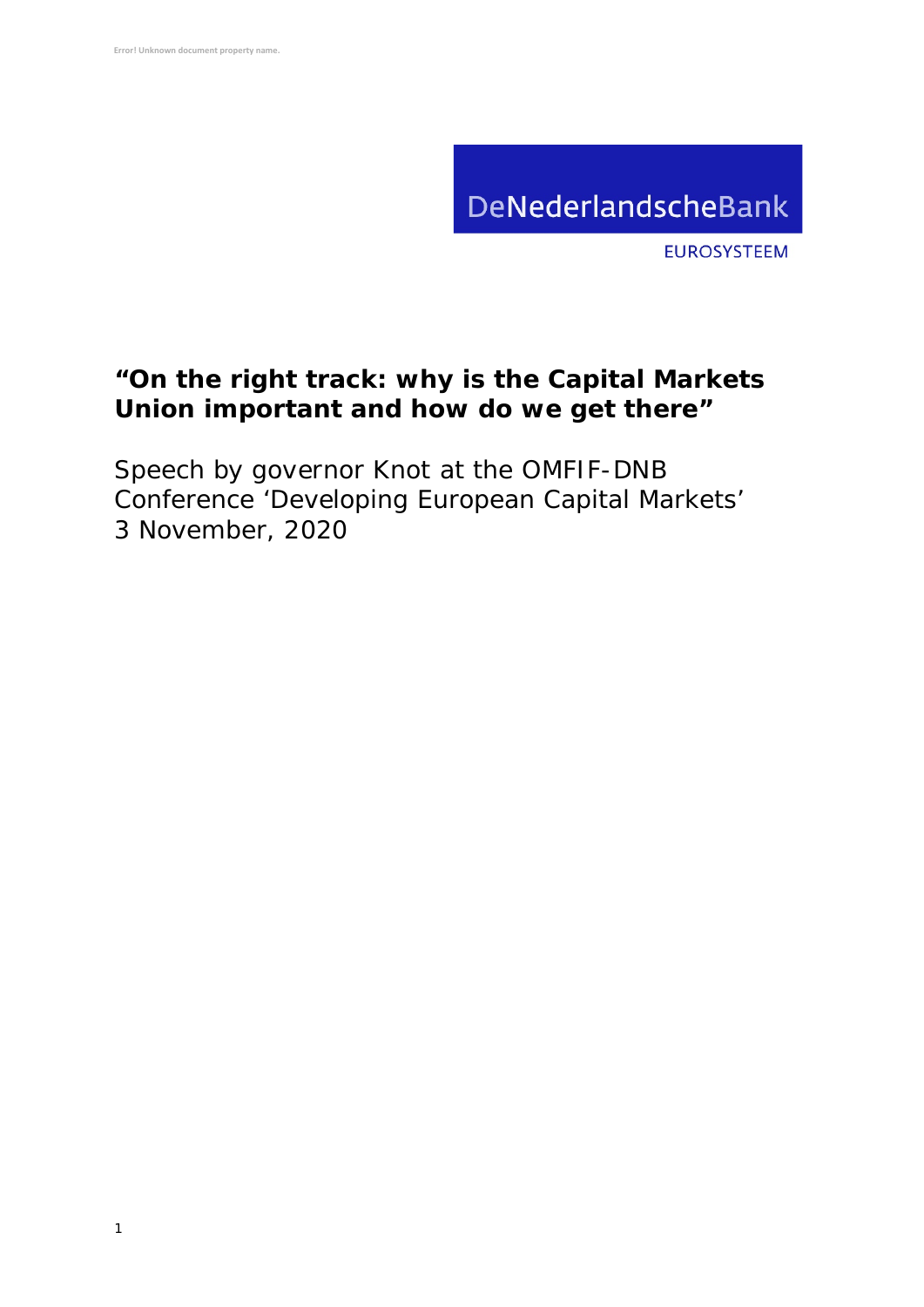DeNederlandscheBank

EUROSYSTEEM

# “On the right track: why is the Capital Markets Union important and how do we get there”

Speech by governor Knot at the OMFIF-DNB Conference ‘Developing European Capital Markets’
3 November, 2020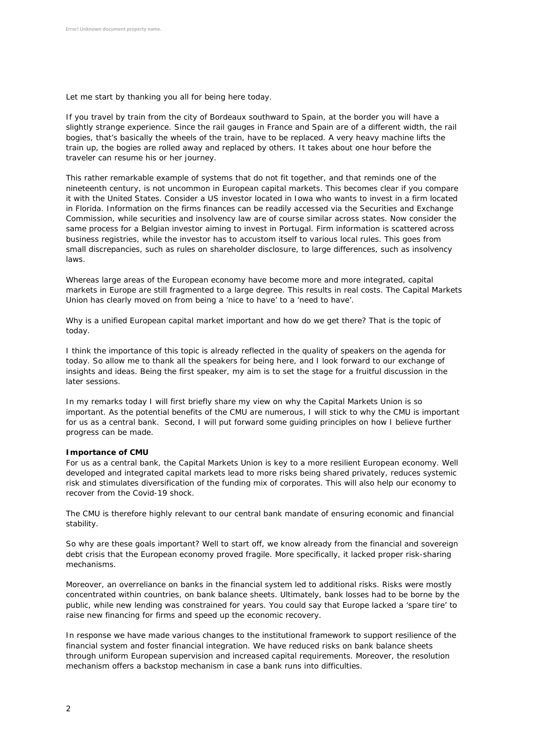Let me start by thanking you all for being here today.

If you travel by train from the city of Bordeaux southward to Spain, at the border you will have a slightly strange experience. Since the rail gauges in France and Spain are of a different width, the rail bogies, that's basically the wheels of the train, have to be replaced. A very heavy machine lifts the train up, the bogies are rolled away and replaced by others. It takes about one hour before the traveler can resume his or her journey.

This rather remarkable example of systems that do not fit together, and that reminds one of the nineteenth century, is not uncommon in European capital markets. This becomes clear if you compare it with the United States. Consider a US investor located in Iowa who wants to invest in a firm located in Florida. Information on the firms finances can be readily accessed via the Securities and Exchange Commission, while securities and insolvency law are of course similar across states. Now consider the same process for a Belgian investor aiming to invest in Portugal. Firm information is scattered across business registries, while the investor has to accustom itself to various local rules. This goes from small discrepancies, such as rules on shareholder disclosure, to large differences, such as insolvency laws.

Whereas large areas of the European economy have become more and more integrated, capital markets in Europe are still fragmented to a large degree. This results in real costs. The Capital Markets Union has clearly moved on from being a 'nice to have' to a 'need to have'.

Why is a unified European capital market important and how do we get there? That is the topic of today.

I think the importance of this topic is already reflected in the quality of speakers on the agenda for today. So allow me to thank all the speakers for being here, and I look forward to our exchange of insights and ideas. Being the first speaker, my aim is to set the stage for a fruitful discussion in the later sessions.

In my remarks today I will first briefly share my view on why the Capital Markets Union is so important. As the potential benefits of the CMU are numerous, I will stick to why the CMU is important for us as a central bank. Second, I will put forward some guiding principles on how I believe further progress can be made.

**Importance of CMU**

For us as a central bank, the Capital Markets Union is key to a more resilient European economy. Well developed and integrated capital markets lead to more risks being shared privately, reduces systemic risk and stimulates diversification of the funding mix of corporates. This will also help our economy to recover from the Covid-19 shock.

The CMU is therefore highly relevant to our central bank mandate of ensuring economic and financial stability.

So why are these goals important? Well to start off, we know already from the financial and sovereign debt crisis that the European economy proved fragile. More specifically, it lacked proper risk-sharing mechanisms.

Moreover, an overreliance on banks in the financial system led to additional risks. Risks were mostly concentrated within countries, on bank balance sheets. Ultimately, bank losses had to be borne by the public, while new lending was constrained for years. You could say that Europe lacked a 'spare tire' to raise new financing for firms and speed up the economic recovery.

In response we have made various changes to the institutional framework to support resilience of the financial system and foster financial integration. We have reduced risks on bank balance sheets through uniform European supervision and increased capital requirements. Moreover, the resolution mechanism offers a backstop mechanism in case a bank runs into difficulties.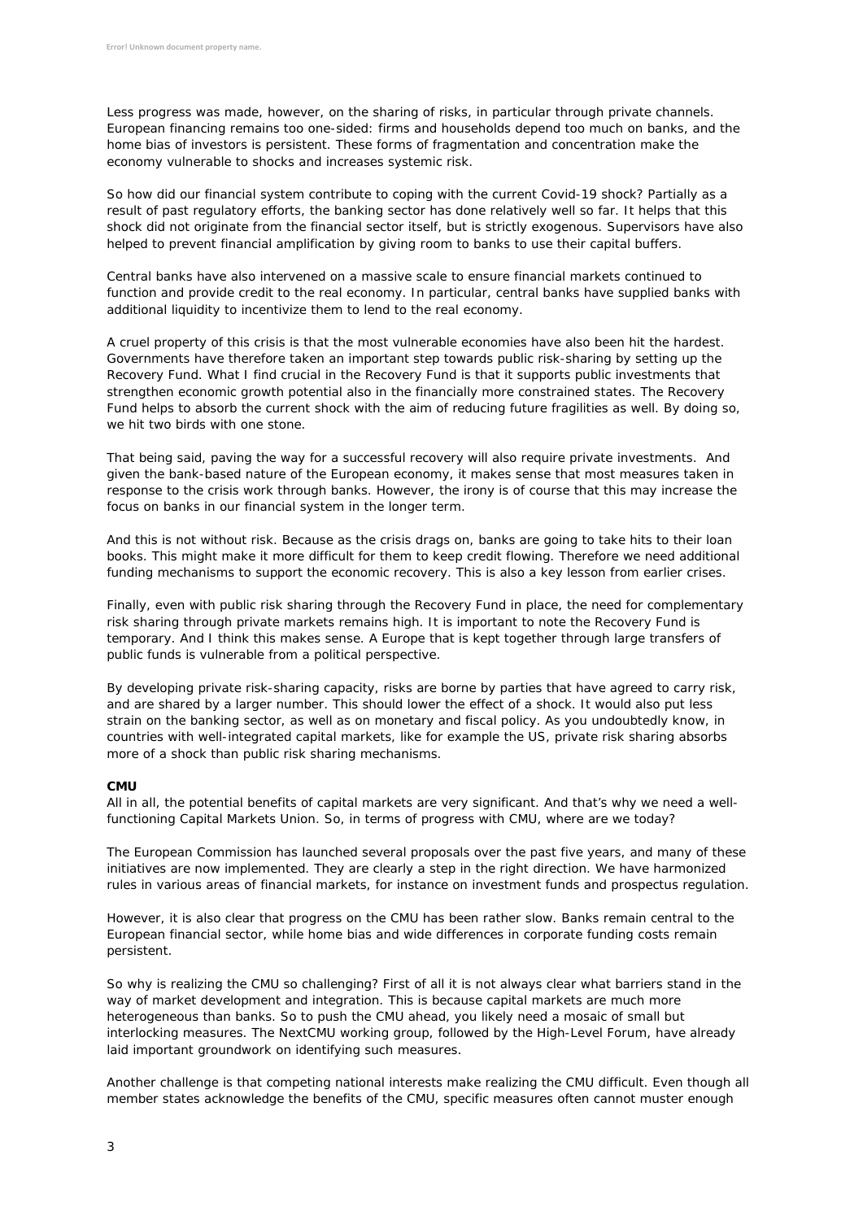Less progress was made, however, on the sharing of risks, in particular through private channels. European financing remains too one-sided: firms and households depend too much on banks, and the home bias of investors is persistent. These forms of fragmentation and concentration make the economy vulnerable to shocks and increases systemic risk.

So how did our financial system contribute to coping with the current Covid-19 shock? Partially as a result of past regulatory efforts, the banking sector has done relatively well so far. It helps that this shock did not originate from the financial sector itself, but is strictly exogenous. Supervisors have also helped to prevent financial amplification by giving room to banks to use their capital buffers.

Central banks have also intervened on a massive scale to ensure financial markets continued to function and provide credit to the real economy. In particular, central banks have supplied banks with additional liquidity to incentivize them to lend to the real economy.

A cruel property of this crisis is that the most vulnerable economies have also been hit the hardest. Governments have therefore taken an important step towards public risk-sharing by setting up the Recovery Fund. What I find crucial in the Recovery Fund is that it supports public investments that strengthen economic growth potential also in the financially more constrained states. The Recovery Fund helps to absorb the current shock with the aim of reducing future fragilities as well. By doing so, we hit two birds with one stone.

That being said, paving the way for a successful recovery will also require private investments. And given the bank-based nature of the European economy, it makes sense that most measures taken in response to the crisis work through banks. However, the irony is of course that this may increase the focus on banks in our financial system in the longer term.

And this is not without risk. Because as the crisis drags on, banks are going to take hits to their loan books. This might make it more difficult for them to keep credit flowing. Therefore we need additional funding mechanisms to support the economic recovery. This is also a key lesson from earlier crises.

Finally, even with public risk sharing through the Recovery Fund in place, the need for complementary risk sharing through private markets remains high. It is important to note the Recovery Fund is temporary. And I think this makes sense. A Europe that is kept together through large transfers of public funds is vulnerable from a political perspective.

By developing private risk-sharing capacity, risks are borne by parties that have agreed to carry risk, and are shared by a larger number. This should lower the effect of a shock. It would also put less strain on the banking sector, as well as on monetary and fiscal policy. As you undoubtedly know, in countries with well-integrated capital markets, like for example the US, private risk sharing absorbs more of a shock than public risk sharing mechanisms.

**CMU**

All in all, the potential benefits of capital markets are very significant. And that's why we need a well-functioning Capital Markets Union. So, in terms of progress with CMU, where are we today?

The European Commission has launched several proposals over the past five years, and many of these initiatives are now implemented. They are clearly a step in the right direction. We have harmonized rules in various areas of financial markets, for instance on investment funds and prospectus regulation.

However, it is also clear that progress on the CMU has been rather slow. Banks remain central to the European financial sector, while home bias and wide differences in corporate funding costs remain persistent.

So why is realizing the CMU so challenging? First of all it is not always clear what barriers stand in the way of market development and integration. This is because capital markets are much more heterogeneous than banks. So to push the CMU ahead, you likely need a mosaic of small but interlocking measures. The NextCMU working group, followed by the High-Level Forum, have already laid important groundwork on identifying such measures.

Another challenge is that competing national interests make realizing the CMU difficult. Even though all member states acknowledge the benefits of the CMU, specific measures often cannot muster enough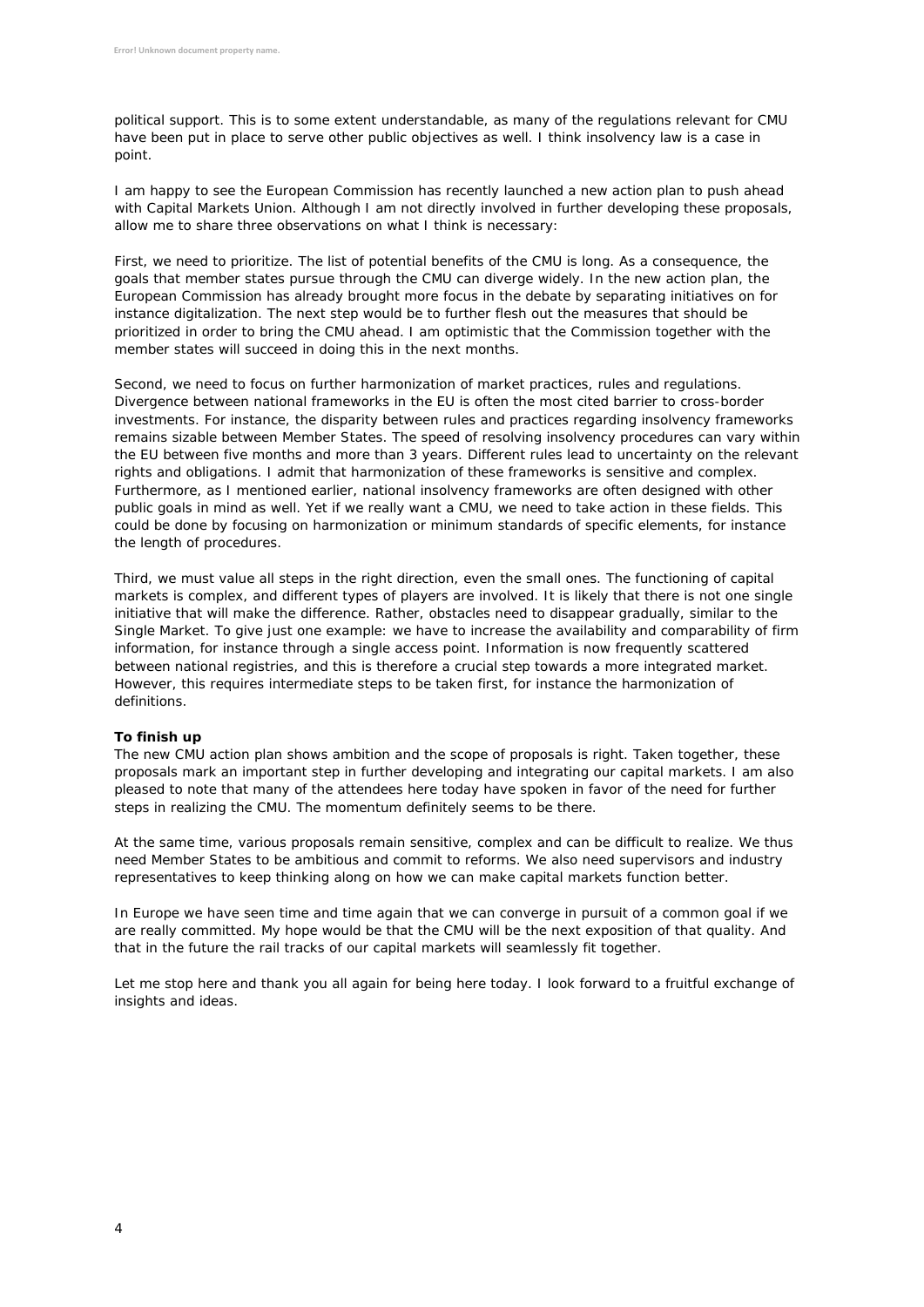political support. This is to some extent understandable, as many of the regulations relevant for CMU have been put in place to serve other public objectives as well. I think insolvency law is a case in point.

I am happy to see the European Commission has recently launched a new action plan to push ahead with Capital Markets Union. Although I am not directly involved in further developing these proposals, allow me to share three observations on what I think is necessary:

First, we need to prioritize. The list of potential benefits of the CMU is long. As a consequence, the goals that member states pursue through the CMU can diverge widely. In the new action plan, the European Commission has already brought more focus in the debate by separating initiatives on for instance digitalization. The next step would be to further flesh out the measures that should be prioritized in order to bring the CMU ahead. I am optimistic that the Commission together with the member states will succeed in doing this in the next months.

Second, we need to focus on further harmonization of market practices, rules and regulations. Divergence between national frameworks in the EU is often the most cited barrier to cross-border investments. For instance, the disparity between rules and practices regarding insolvency frameworks remains sizable between Member States. The speed of resolving insolvency procedures can vary within the EU between five months and more than 3 years. Different rules lead to uncertainty on the relevant rights and obligations. I admit that harmonization of these frameworks is sensitive and complex. Furthermore, as I mentioned earlier, national insolvency frameworks are often designed with other public goals in mind as well. Yet if we really want a CMU, we need to take action in these fields. This could be done by focusing on harmonization or minimum standards of specific elements, for instance the length of procedures.

Third, we must value all steps in the right direction, even the small ones. The functioning of capital markets is complex, and different types of players are involved. It is likely that there is not one single initiative that will make the difference. Rather, obstacles need to disappear gradually, similar to the Single Market. To give just one example: we have to increase the availability and comparability of firm information, for instance through a single access point. Information is now frequently scattered between national registries, and this is therefore a crucial step towards a more integrated market. However, this requires intermediate steps to be taken first, for instance the harmonization of definitions.

**To finish up**

The new CMU action plan shows ambition and the scope of proposals is right. Taken together, these proposals mark an important step in further developing and integrating our capital markets. I am also pleased to note that many of the attendees here today have spoken in favor of the need for further steps in realizing the CMU. The momentum definitely seems to be there.

At the same time, various proposals remain sensitive, complex and can be difficult to realize. We thus need Member States to be ambitious and commit to reforms. We also need supervisors and industry representatives to keep thinking along on how we can make capital markets function better.

In Europe we have seen time and time again that we can converge in pursuit of a common goal if we are really committed. My hope would be that the CMU will be the next exposition of that quality. And that in the future the rail tracks of our capital markets will seamlessly fit together.

Let me stop here and thank you all again for being here today. I look forward to a fruitful exchange of insights and ideas.